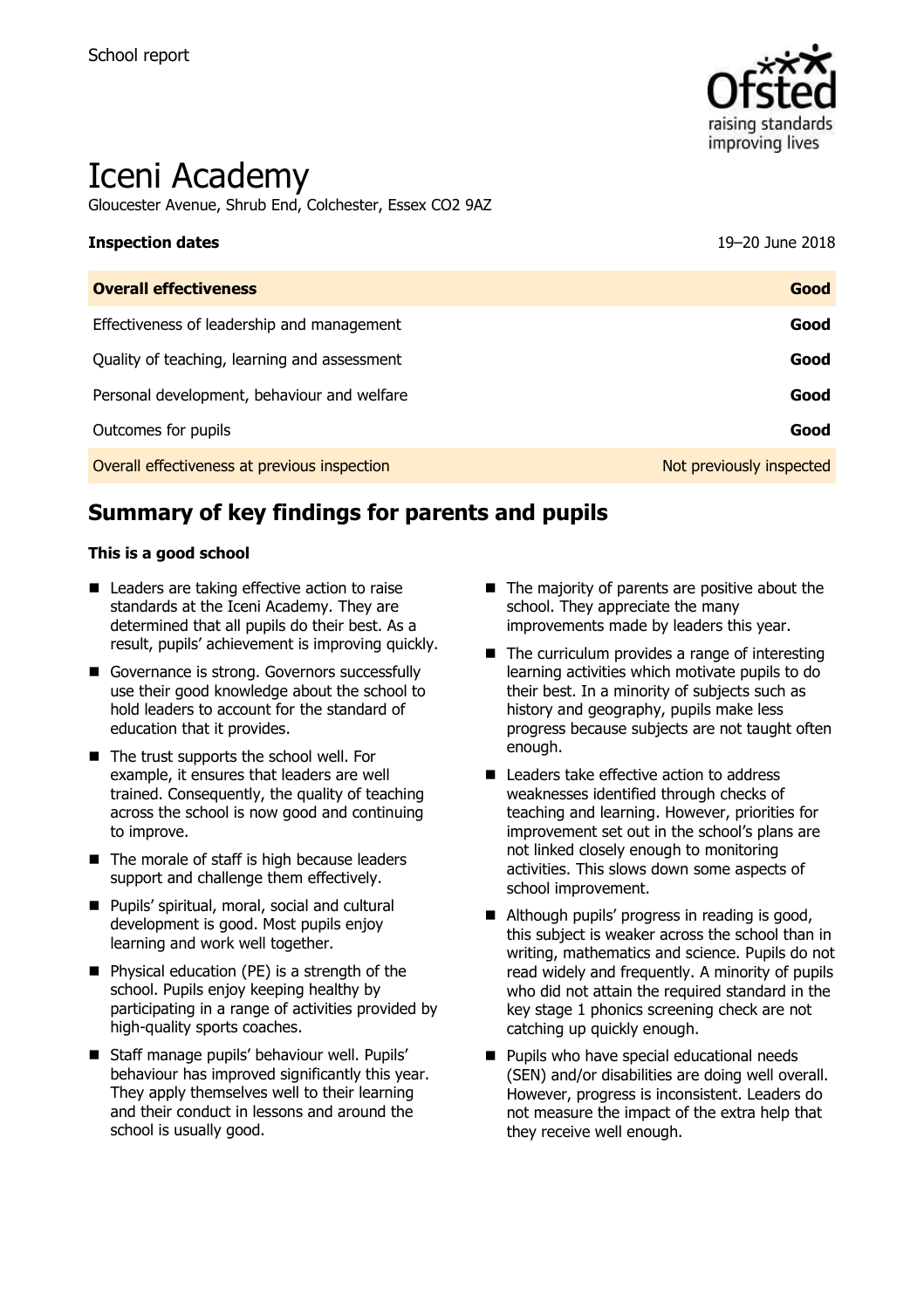School report

# Iceni Academy

Gloucester Avenue, Shrub End, Colchester, Essex CO2 9AZ

| **Inspection dates** | 19–20 June 2018 |
| --- | --- |
| **Overall effectiveness** | **Good** |
| Effectiveness of leadership and management | **Good** |
| Quality of teaching, learning and assessment | **Good** |
| Personal development, behaviour and welfare | **Good** |
| Outcomes for pupils | **Good** |
| Overall effectiveness at previous inspection | Not previously inspected |

## Summary of key findings for parents and pupils

**This is a good school**

- Leaders are taking effective action to raise standards at the Iceni Academy. They are determined that all pupils do their best. As a result, pupils' achievement is improving quickly.
- Governance is strong. Governors successfully use their good knowledge about the school to hold leaders to account for the standard of education that it provides.
- The trust supports the school well. For example, it ensures that leaders are well trained. Consequently, the quality of teaching across the school is now good and continuing to improve.
- The morale of staff is high because leaders support and challenge them effectively.
- Pupils' spiritual, moral, social and cultural development is good. Most pupils enjoy learning and work well together.
- Physical education (PE) is a strength of the school. Pupils enjoy keeping healthy by participating in a range of activities provided by high-quality sports coaches.
- Staff manage pupils' behaviour well. Pupils' behaviour has improved significantly this year. They apply themselves well to their learning and their conduct in lessons and around the school is usually good.
- The majority of parents are positive about the school. They appreciate the many improvements made by leaders this year.
- The curriculum provides a range of interesting learning activities which motivate pupils to do their best. In a minority of subjects such as history and geography, pupils make less progress because subjects are not taught often enough.
- Leaders take effective action to address weaknesses identified through checks of teaching and learning. However, priorities for improvement set out in the school's plans are not linked closely enough to monitoring activities. This slows down some aspects of school improvement.
- Although pupils' progress in reading is good, this subject is weaker across the school than in writing, mathematics and science. Pupils do not read widely and frequently. A minority of pupils who did not attain the required standard in the key stage 1 phonics screening check are not catching up quickly enough.
- Pupils who have special educational needs (SEN) and/or disabilities are doing well overall. However, progress is inconsistent. Leaders do not measure the impact of the extra help that they receive well enough.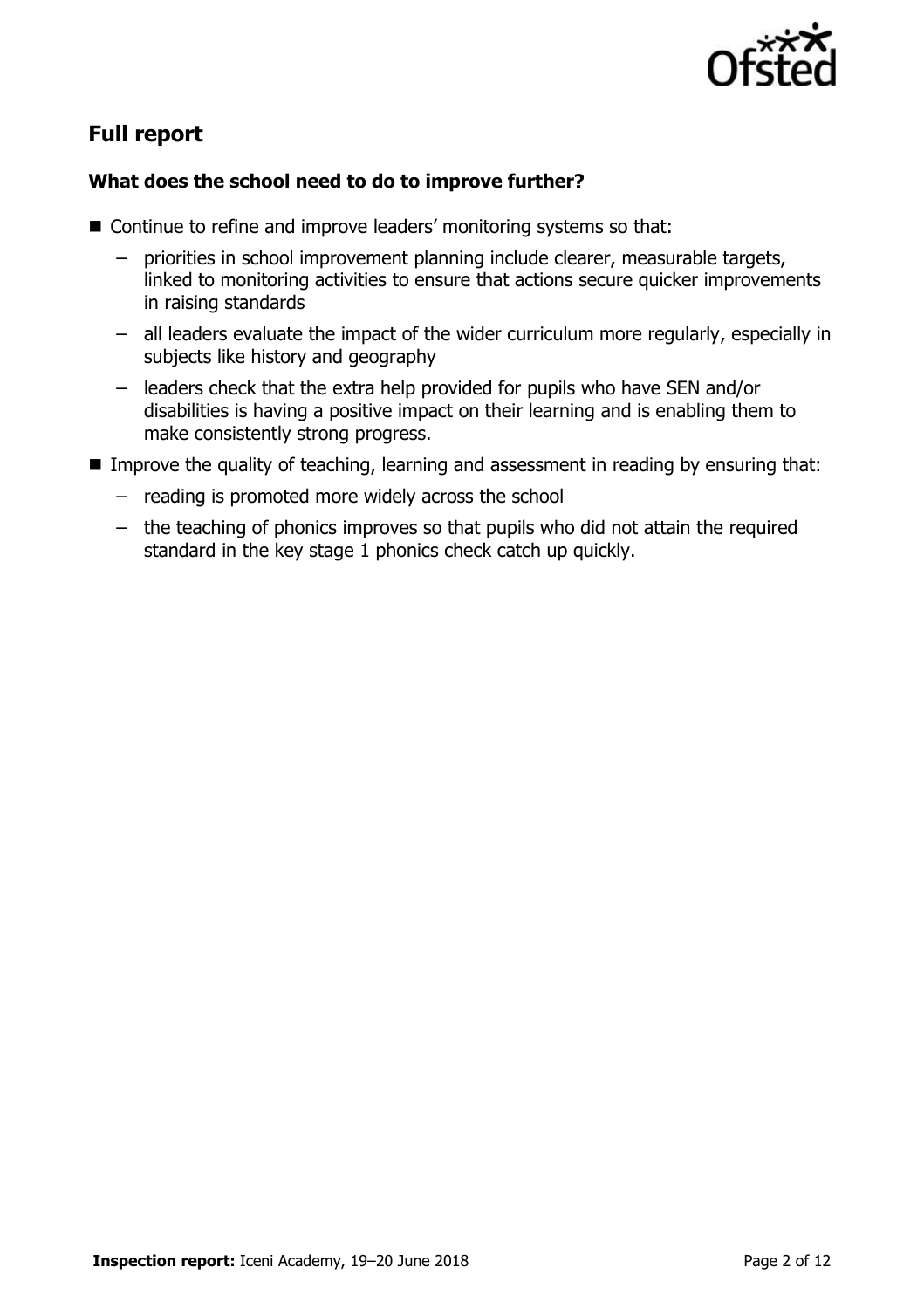## Full report

### What does the school need to do to improve further?

- Continue to refine and improve leaders' monitoring systems so that:
  - priorities in school improvement planning include clearer, measurable targets, linked to monitoring activities to ensure that actions secure quicker improvements in raising standards
  - all leaders evaluate the impact of the wider curriculum more regularly, especially in subjects like history and geography
  - leaders check that the extra help provided for pupils who have SEN and/or disabilities is having a positive impact on their learning and is enabling them to make consistently strong progress.
- Improve the quality of teaching, learning and assessment in reading by ensuring that:
  - reading is promoted more widely across the school
  - the teaching of phonics improves so that pupils who did not attain the required standard in the key stage 1 phonics check catch up quickly.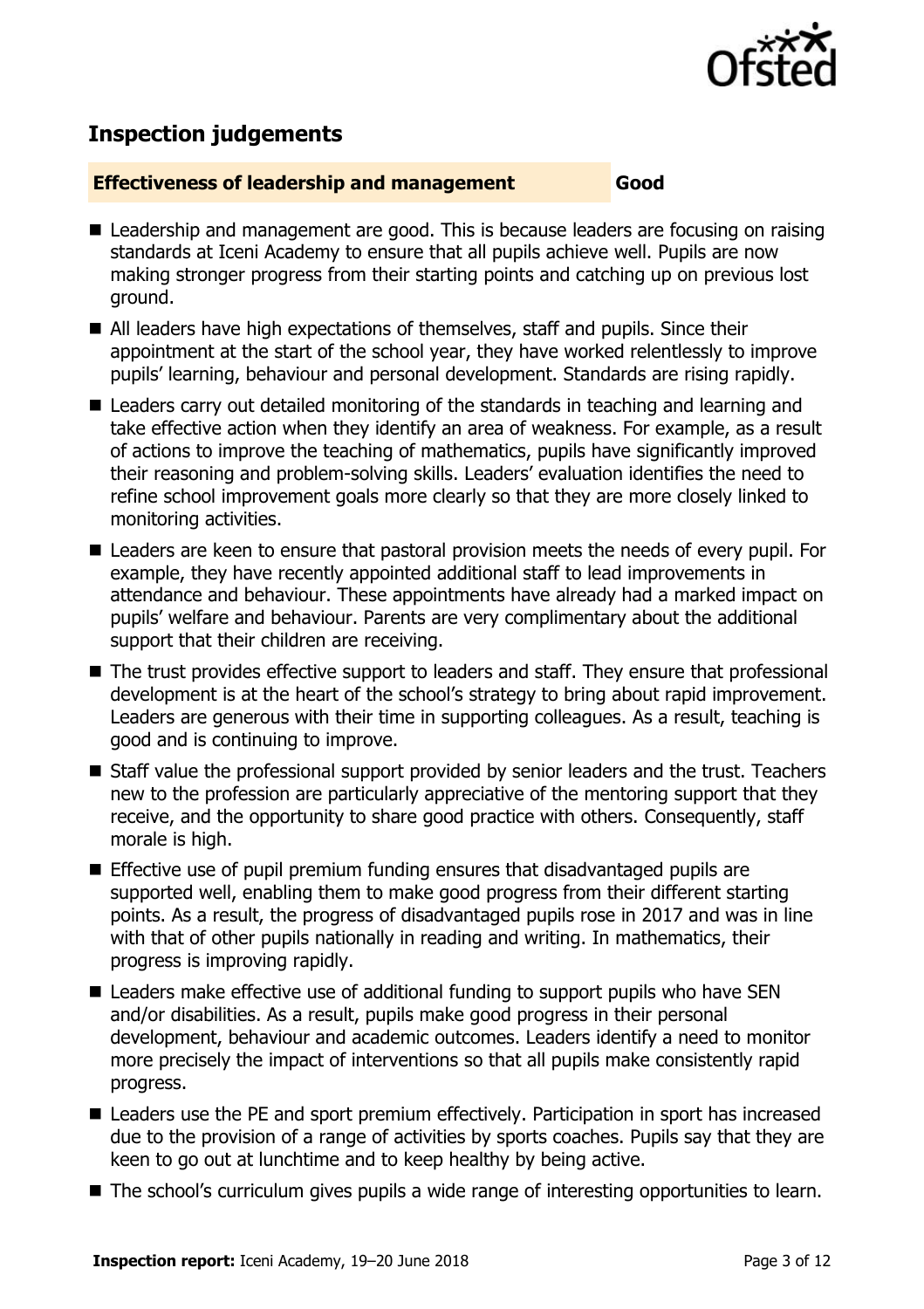## Inspection judgements

**Effectiveness of leadership and management** **Good**

- Leadership and management are good. This is because leaders are focusing on raising standards at Iceni Academy to ensure that all pupils achieve well. Pupils are now making stronger progress from their starting points and catching up on previous lost ground.
- All leaders have high expectations of themselves, staff and pupils. Since their appointment at the start of the school year, they have worked relentlessly to improve pupils' learning, behaviour and personal development. Standards are rising rapidly.
- Leaders carry out detailed monitoring of the standards in teaching and learning and take effective action when they identify an area of weakness. For example, as a result of actions to improve the teaching of mathematics, pupils have significantly improved their reasoning and problem-solving skills. Leaders' evaluation identifies the need to refine school improvement goals more clearly so that they are more closely linked to monitoring activities.
- Leaders are keen to ensure that pastoral provision meets the needs of every pupil. For example, they have recently appointed additional staff to lead improvements in attendance and behaviour. These appointments have already had a marked impact on pupils' welfare and behaviour. Parents are very complimentary about the additional support that their children are receiving.
- The trust provides effective support to leaders and staff. They ensure that professional development is at the heart of the school's strategy to bring about rapid improvement. Leaders are generous with their time in supporting colleagues. As a result, teaching is good and is continuing to improve.
- Staff value the professional support provided by senior leaders and the trust. Teachers new to the profession are particularly appreciative of the mentoring support that they receive, and the opportunity to share good practice with others. Consequently, staff morale is high.
- Effective use of pupil premium funding ensures that disadvantaged pupils are supported well, enabling them to make good progress from their different starting points. As a result, the progress of disadvantaged pupils rose in 2017 and was in line with that of other pupils nationally in reading and writing. In mathematics, their progress is improving rapidly.
- Leaders make effective use of additional funding to support pupils who have SEN and/or disabilities. As a result, pupils make good progress in their personal development, behaviour and academic outcomes. Leaders identify a need to monitor more precisely the impact of interventions so that all pupils make consistently rapid progress.
- Leaders use the PE and sport premium effectively. Participation in sport has increased due to the provision of a range of activities by sports coaches. Pupils say that they are keen to go out at lunchtime and to keep healthy by being active.
- The school's curriculum gives pupils a wide range of interesting opportunities to learn.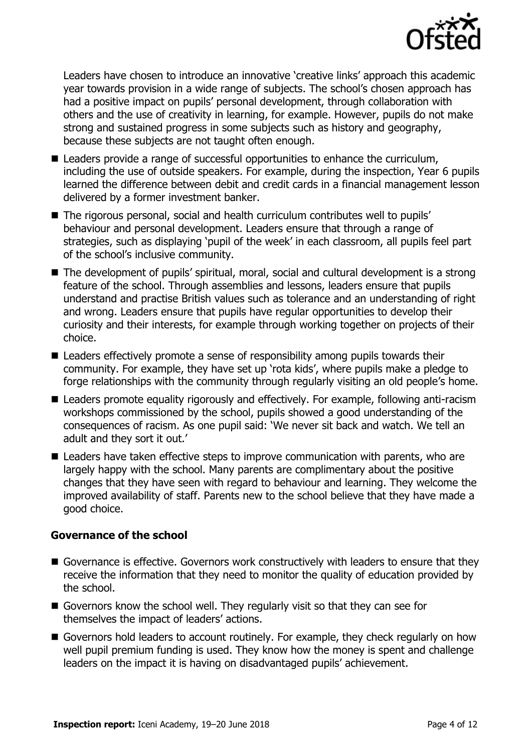Leaders have chosen to introduce an innovative 'creative links' approach this academic year towards provision in a wide range of subjects. The school's chosen approach has had a positive impact on pupils' personal development, through collaboration with others and the use of creativity in learning, for example. However, pupils do not make strong and sustained progress in some subjects such as history and geography, because these subjects are not taught often enough.

- Leaders provide a range of successful opportunities to enhance the curriculum, including the use of outside speakers. For example, during the inspection, Year 6 pupils learned the difference between debit and credit cards in a financial management lesson delivered by a former investment banker.
- The rigorous personal, social and health curriculum contributes well to pupils' behaviour and personal development. Leaders ensure that through a range of strategies, such as displaying 'pupil of the week' in each classroom, all pupils feel part of the school's inclusive community.
- The development of pupils' spiritual, moral, social and cultural development is a strong feature of the school. Through assemblies and lessons, leaders ensure that pupils understand and practise British values such as tolerance and an understanding of right and wrong. Leaders ensure that pupils have regular opportunities to develop their curiosity and their interests, for example through working together on projects of their choice.
- Leaders effectively promote a sense of responsibility among pupils towards their community. For example, they have set up 'rota kids', where pupils make a pledge to forge relationships with the community through regularly visiting an old people's home.
- Leaders promote equality rigorously and effectively. For example, following anti-racism workshops commissioned by the school, pupils showed a good understanding of the consequences of racism. As one pupil said: 'We never sit back and watch. We tell an adult and they sort it out.'
- Leaders have taken effective steps to improve communication with parents, who are largely happy with the school. Many parents are complimentary about the positive changes that they have seen with regard to behaviour and learning. They welcome the improved availability of staff. Parents new to the school believe that they have made a good choice.

### Governance of the school

- Governance is effective. Governors work constructively with leaders to ensure that they receive the information that they need to monitor the quality of education provided by the school.
- Governors know the school well. They regularly visit so that they can see for themselves the impact of leaders' actions.
- Governors hold leaders to account routinely. For example, they check regularly on how well pupil premium funding is used. They know how the money is spent and challenge leaders on the impact it is having on disadvantaged pupils' achievement.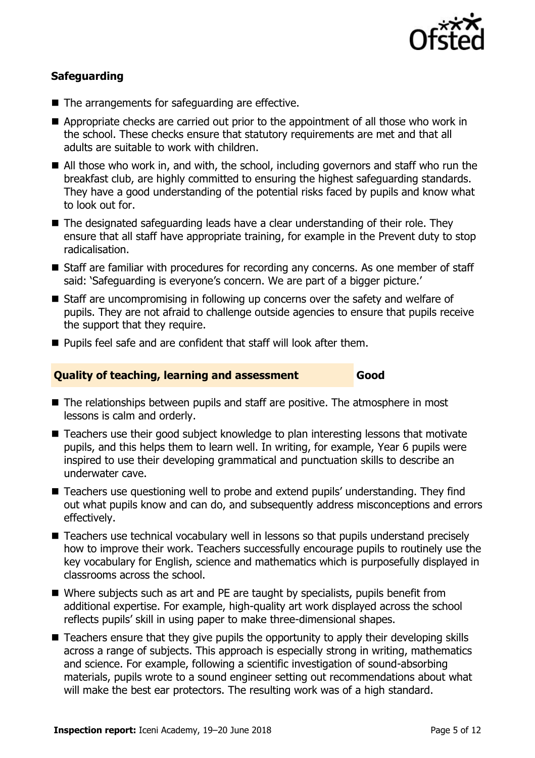### Safeguarding

- The arrangements for safeguarding are effective.
- Appropriate checks are carried out prior to the appointment of all those who work in the school. These checks ensure that statutory requirements are met and that all adults are suitable to work with children.
- All those who work in, and with, the school, including governors and staff who run the breakfast club, are highly committed to ensuring the highest safeguarding standards. They have a good understanding of the potential risks faced by pupils and know what to look out for.
- The designated safeguarding leads have a clear understanding of their role. They ensure that all staff have appropriate training, for example in the Prevent duty to stop radicalisation.
- Staff are familiar with procedures for recording any concerns. As one member of staff said: 'Safeguarding is everyone's concern. We are part of a bigger picture.'
- Staff are uncompromising in following up concerns over the safety and welfare of pupils. They are not afraid to challenge outside agencies to ensure that pupils receive the support that they require.
- Pupils feel safe and are confident that staff will look after them.

### Quality of teaching, learning and assessment — Good

- The relationships between pupils and staff are positive. The atmosphere in most lessons is calm and orderly.
- Teachers use their good subject knowledge to plan interesting lessons that motivate pupils, and this helps them to learn well. In writing, for example, Year 6 pupils were inspired to use their developing grammatical and punctuation skills to describe an underwater cave.
- Teachers use questioning well to probe and extend pupils' understanding. They find out what pupils know and can do, and subsequently address misconceptions and errors effectively.
- Teachers use technical vocabulary well in lessons so that pupils understand precisely how to improve their work. Teachers successfully encourage pupils to routinely use the key vocabulary for English, science and mathematics which is purposefully displayed in classrooms across the school.
- Where subjects such as art and PE are taught by specialists, pupils benefit from additional expertise. For example, high-quality art work displayed across the school reflects pupils' skill in using paper to make three-dimensional shapes.
- Teachers ensure that they give pupils the opportunity to apply their developing skills across a range of subjects. This approach is especially strong in writing, mathematics and science. For example, following a scientific investigation of sound-absorbing materials, pupils wrote to a sound engineer setting out recommendations about what will make the best ear protectors. The resulting work was of a high standard.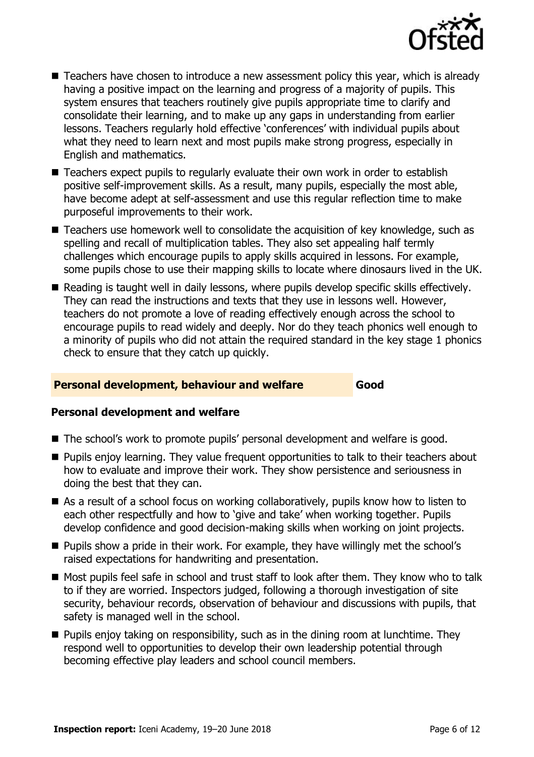- Teachers have chosen to introduce a new assessment policy this year, which is already having a positive impact on the learning and progress of a majority of pupils. This system ensures that teachers routinely give pupils appropriate time to clarify and consolidate their learning, and to make up any gaps in understanding from earlier lessons. Teachers regularly hold effective 'conferences' with individual pupils about what they need to learn next and most pupils make strong progress, especially in English and mathematics.
- Teachers expect pupils to regularly evaluate their own work in order to establish positive self-improvement skills. As a result, many pupils, especially the most able, have become adept at self-assessment and use this regular reflection time to make purposeful improvements to their work.
- Teachers use homework well to consolidate the acquisition of key knowledge, such as spelling and recall of multiplication tables. They also set appealing half termly challenges which encourage pupils to apply skills acquired in lessons. For example, some pupils chose to use their mapping skills to locate where dinosaurs lived in the UK.
- Reading is taught well in daily lessons, where pupils develop specific skills effectively. They can read the instructions and texts that they use in lessons well. However, teachers do not promote a love of reading effectively enough across the school to encourage pupils to read widely and deeply. Nor do they teach phonics well enough to a minority of pupils who did not attain the required standard in the key stage 1 phonics check to ensure that they catch up quickly.

## Personal development, behaviour and welfare — Good

### Personal development and welfare

- The school's work to promote pupils' personal development and welfare is good.
- Pupils enjoy learning. They value frequent opportunities to talk to their teachers about how to evaluate and improve their work. They show persistence and seriousness in doing the best that they can.
- As a result of a school focus on working collaboratively, pupils know how to listen to each other respectfully and how to 'give and take' when working together. Pupils develop confidence and good decision-making skills when working on joint projects.
- Pupils show a pride in their work. For example, they have willingly met the school's raised expectations for handwriting and presentation.
- Most pupils feel safe in school and trust staff to look after them. They know who to talk to if they are worried. Inspectors judged, following a thorough investigation of site security, behaviour records, observation of behaviour and discussions with pupils, that safety is managed well in the school.
- Pupils enjoy taking on responsibility, such as in the dining room at lunchtime. They respond well to opportunities to develop their own leadership potential through becoming effective play leaders and school council members.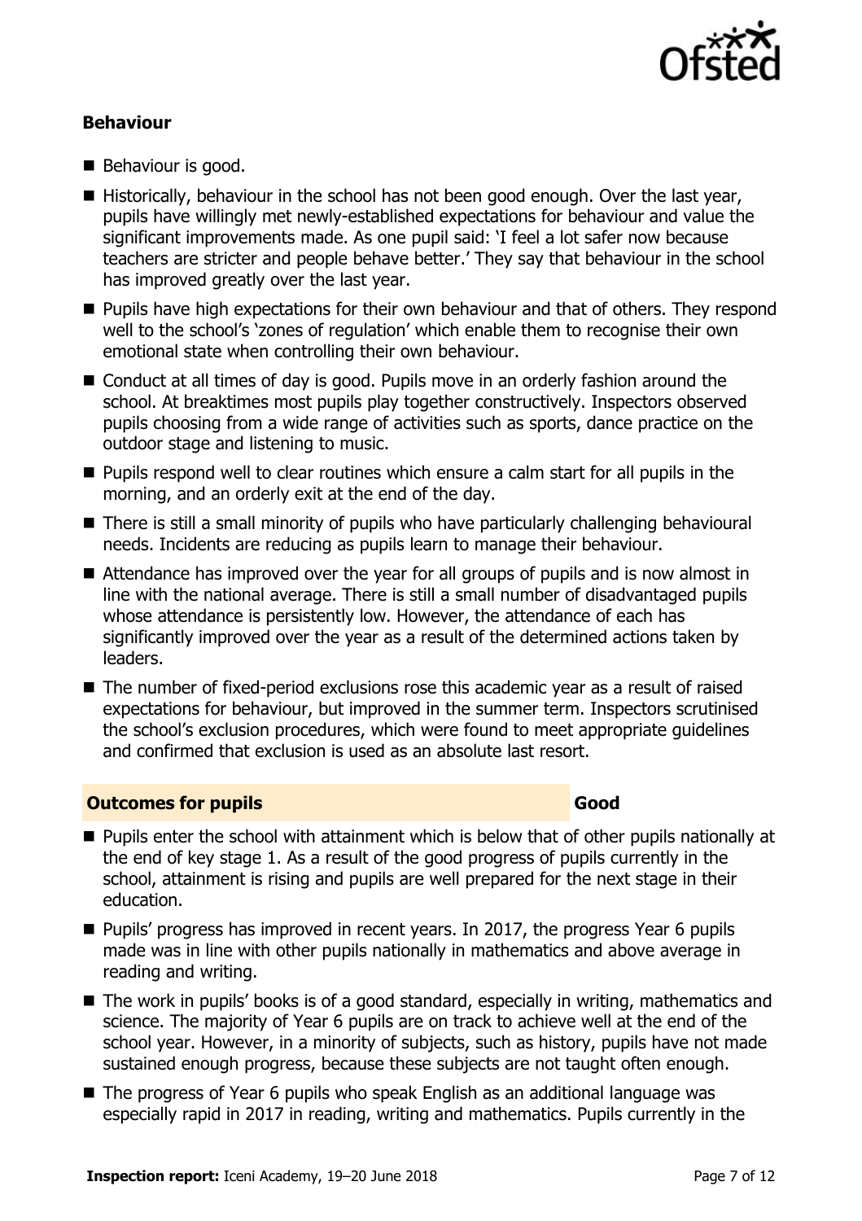### Behaviour

- Behaviour is good.
- Historically, behaviour in the school has not been good enough. Over the last year, pupils have willingly met newly-established expectations for behaviour and value the significant improvements made. As one pupil said: 'I feel a lot safer now because teachers are stricter and people behave better.' They say that behaviour in the school has improved greatly over the last year.
- Pupils have high expectations for their own behaviour and that of others. They respond well to the school's 'zones of regulation' which enable them to recognise their own emotional state when controlling their own behaviour.
- Conduct at all times of day is good. Pupils move in an orderly fashion around the school. At breaktimes most pupils play together constructively. Inspectors observed pupils choosing from a wide range of activities such as sports, dance practice on the outdoor stage and listening to music.
- Pupils respond well to clear routines which ensure a calm start for all pupils in the morning, and an orderly exit at the end of the day.
- There is still a small minority of pupils who have particularly challenging behavioural needs. Incidents are reducing as pupils learn to manage their behaviour.
- Attendance has improved over the year for all groups of pupils and is now almost in line with the national average. There is still a small number of disadvantaged pupils whose attendance is persistently low. However, the attendance of each has significantly improved over the year as a result of the determined actions taken by leaders.
- The number of fixed-period exclusions rose this academic year as a result of raised expectations for behaviour, but improved in the summer term. Inspectors scrutinised the school's exclusion procedures, which were found to meet appropriate guidelines and confirmed that exclusion is used as an absolute last resort.

## Outcomes for pupils — Good

- Pupils enter the school with attainment which is below that of other pupils nationally at the end of key stage 1. As a result of the good progress of pupils currently in the school, attainment is rising and pupils are well prepared for the next stage in their education.
- Pupils' progress has improved in recent years. In 2017, the progress Year 6 pupils made was in line with other pupils nationally in mathematics and above average in reading and writing.
- The work in pupils' books is of a good standard, especially in writing, mathematics and science. The majority of Year 6 pupils are on track to achieve well at the end of the school year. However, in a minority of subjects, such as history, pupils have not made sustained enough progress, because these subjects are not taught often enough.
- The progress of Year 6 pupils who speak English as an additional language was especially rapid in 2017 in reading, writing and mathematics. Pupils currently in the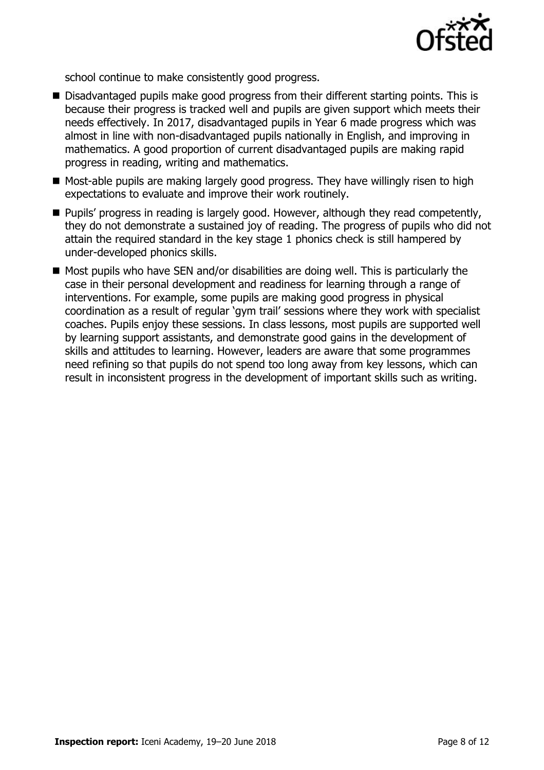school continue to make consistently good progress.

- Disadvantaged pupils make good progress from their different starting points. This is because their progress is tracked well and pupils are given support which meets their needs effectively. In 2017, disadvantaged pupils in Year 6 made progress which was almost in line with non-disadvantaged pupils nationally in English, and improving in mathematics. A good proportion of current disadvantaged pupils are making rapid progress in reading, writing and mathematics.
- Most-able pupils are making largely good progress. They have willingly risen to high expectations to evaluate and improve their work routinely.
- Pupils' progress in reading is largely good. However, although they read competently, they do not demonstrate a sustained joy of reading. The progress of pupils who did not attain the required standard in the key stage 1 phonics check is still hampered by under-developed phonics skills.
- Most pupils who have SEN and/or disabilities are doing well. This is particularly the case in their personal development and readiness for learning through a range of interventions. For example, some pupils are making good progress in physical coordination as a result of regular 'gym trail' sessions where they work with specialist coaches. Pupils enjoy these sessions. In class lessons, most pupils are supported well by learning support assistants, and demonstrate good gains in the development of skills and attitudes to learning. However, leaders are aware that some programmes need refining so that pupils do not spend too long away from key lessons, which can result in inconsistent progress in the development of important skills such as writing.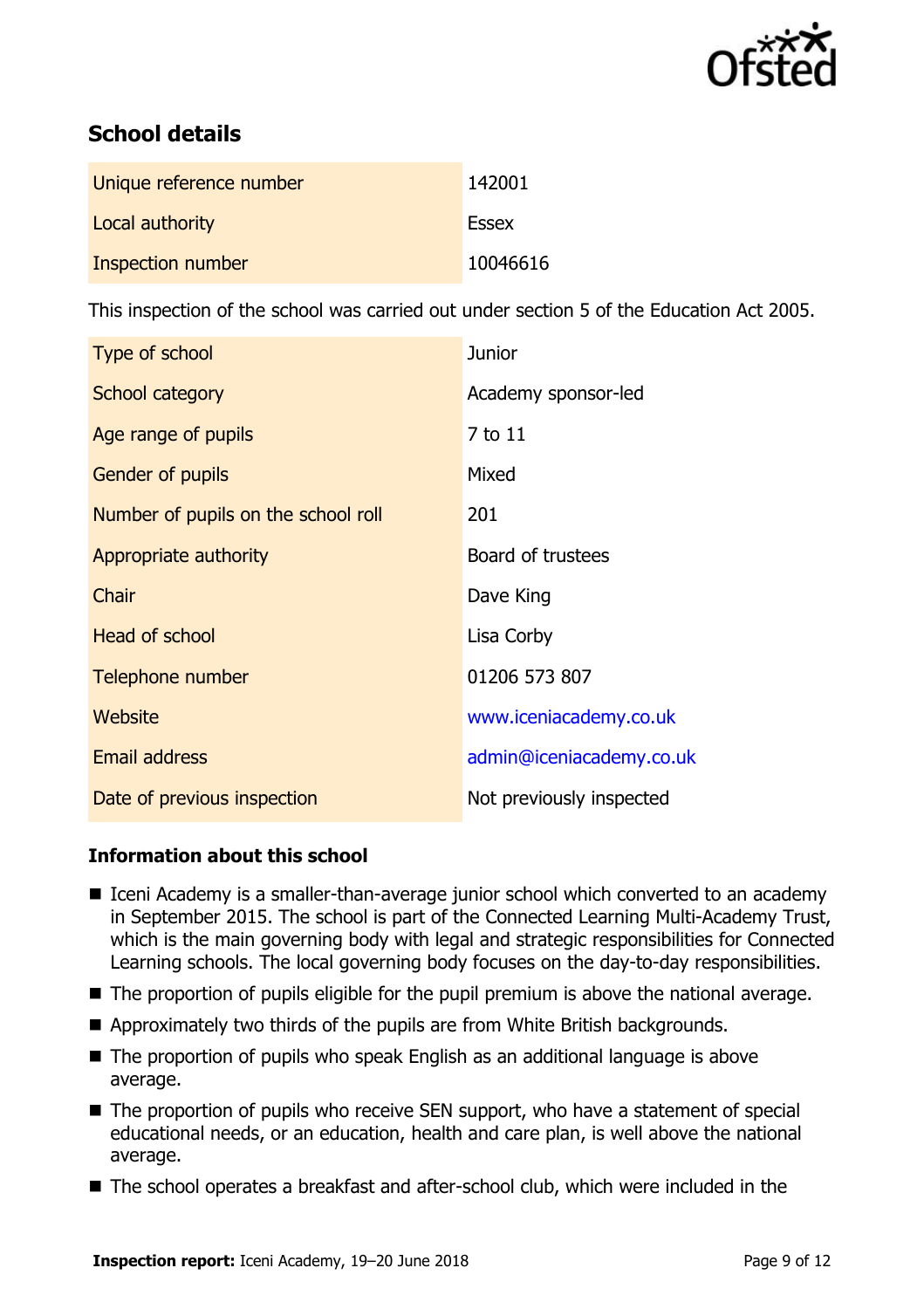## School details

| | |
|---|---|
| Unique reference number | 142001 |
| Local authority | Essex |
| Inspection number | 10046616 |

This inspection of the school was carried out under section 5 of the Education Act 2005.

| | |
|---|---|
| Type of school | Junior |
| School category | Academy sponsor-led |
| Age range of pupils | 7 to 11 |
| Gender of pupils | Mixed |
| Number of pupils on the school roll | 201 |
| Appropriate authority | Board of trustees |
| Chair | Dave King |
| Head of school | Lisa Corby |
| Telephone number | 01206 573 807 |
| Website | www.iceniacademy.co.uk |
| Email address | admin@iceniacademy.co.uk |
| Date of previous inspection | Not previously inspected |

### Information about this school

- Iceni Academy is a smaller-than-average junior school which converted to an academy in September 2015. The school is part of the Connected Learning Multi-Academy Trust, which is the main governing body with legal and strategic responsibilities for Connected Learning schools. The local governing body focuses on the day-to-day responsibilities.
- The proportion of pupils eligible for the pupil premium is above the national average.
- Approximately two thirds of the pupils are from White British backgrounds.
- The proportion of pupils who speak English as an additional language is above average.
- The proportion of pupils who receive SEN support, who have a statement of special educational needs, or an education, health and care plan, is well above the national average.
- The school operates a breakfast and after-school club, which were included in the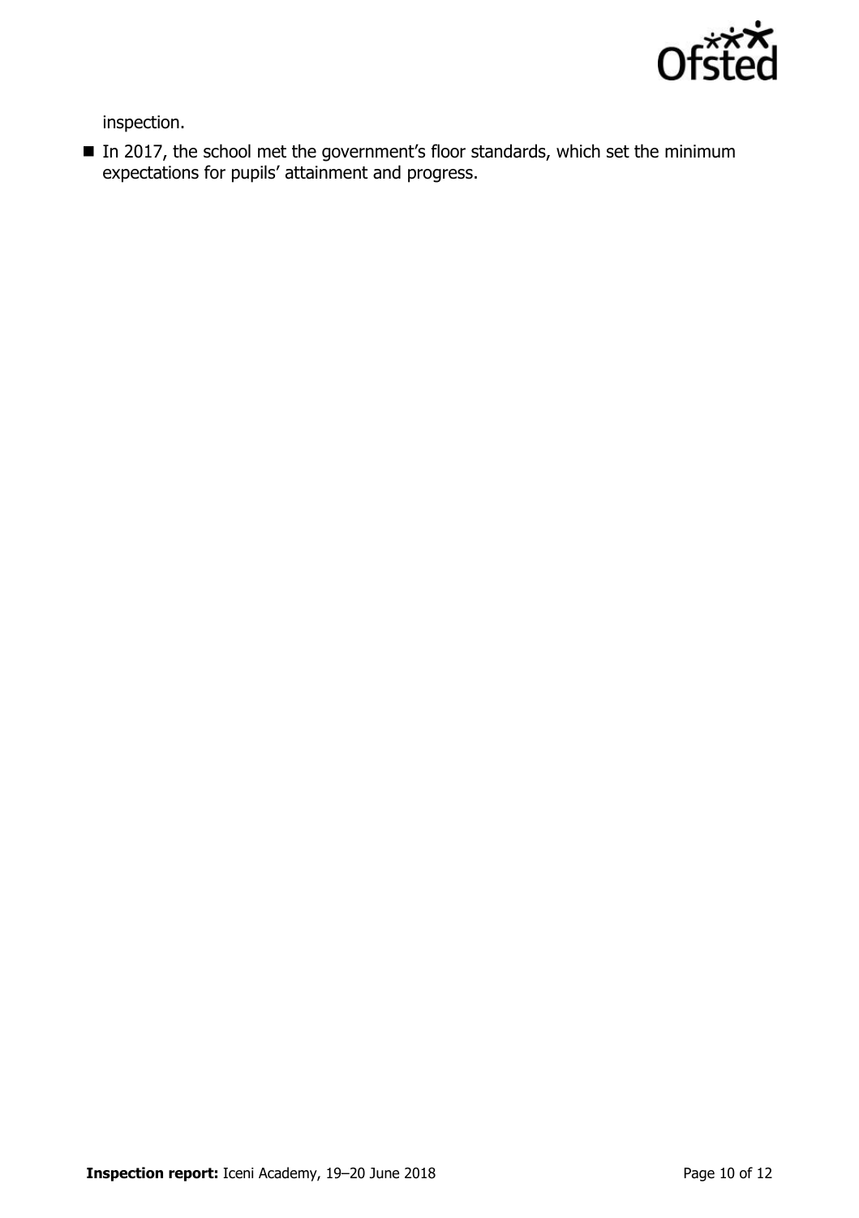inspection.

- In 2017, the school met the government's floor standards, which set the minimum expectations for pupils' attainment and progress.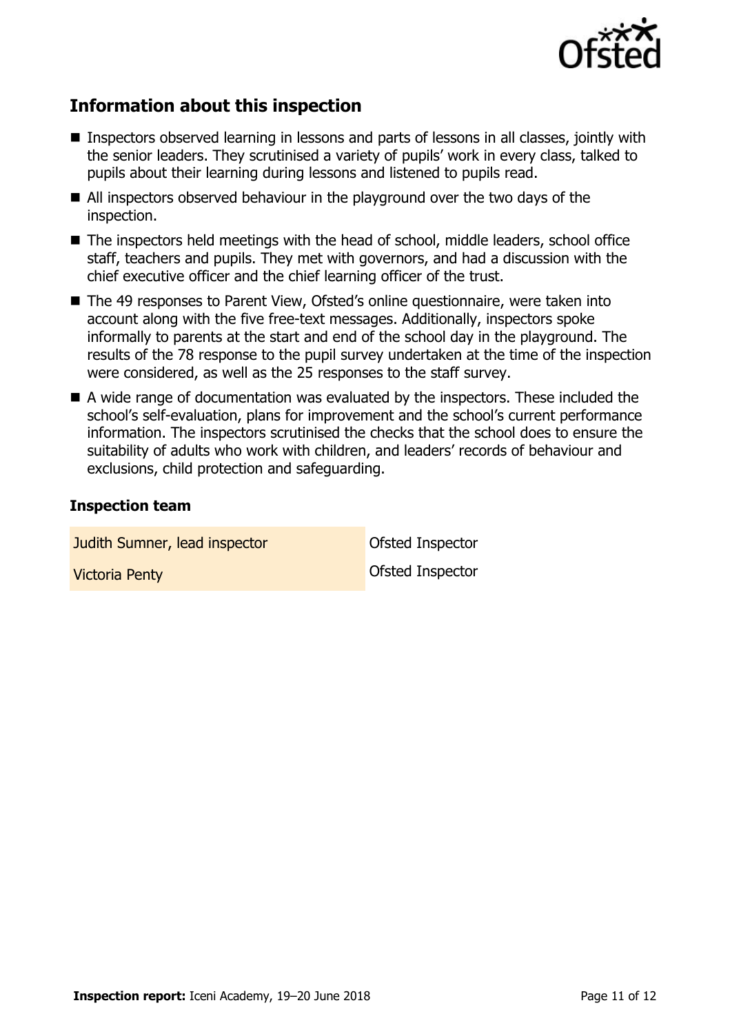## Information about this inspection

- Inspectors observed learning in lessons and parts of lessons in all classes, jointly with the senior leaders. They scrutinised a variety of pupils' work in every class, talked to pupils about their learning during lessons and listened to pupils read.
- All inspectors observed behaviour in the playground over the two days of the inspection.
- The inspectors held meetings with the head of school, middle leaders, school office staff, teachers and pupils. They met with governors, and had a discussion with the chief executive officer and the chief learning officer of the trust.
- The 49 responses to Parent View, Ofsted's online questionnaire, were taken into account along with the five free-text messages. Additionally, inspectors spoke informally to parents at the start and end of the school day in the playground. The results of the 78 response to the pupil survey undertaken at the time of the inspection were considered, as well as the 25 responses to the staff survey.
- A wide range of documentation was evaluated by the inspectors. These included the school's self-evaluation, plans for improvement and the school's current performance information. The inspectors scrutinised the checks that the school does to ensure the suitability of adults who work with children, and leaders' records of behaviour and exclusions, child protection and safeguarding.

### Inspection team

| | |
|---|---|
| Judith Sumner, lead inspector | Ofsted Inspector |
| Victoria Penty | Ofsted Inspector |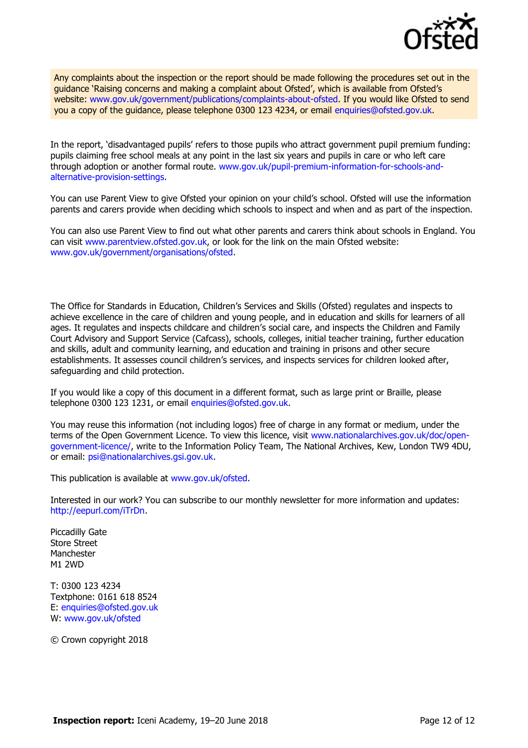Any complaints about the inspection or the report should be made following the procedures set out in the guidance 'Raising concerns and making a complaint about Ofsted', which is available from Ofsted's website: www.gov.uk/government/publications/complaints-about-ofsted. If you would like Ofsted to send you a copy of the guidance, please telephone 0300 123 4234, or email enquiries@ofsted.gov.uk.

In the report, 'disadvantaged pupils' refers to those pupils who attract government pupil premium funding: pupils claiming free school meals at any point in the last six years and pupils in care or who left care through adoption or another formal route. www.gov.uk/pupil-premium-information-for-schools-and-alternative-provision-settings.

You can use Parent View to give Ofsted your opinion on your child's school. Ofsted will use the information parents and carers provide when deciding which schools to inspect and when and as part of the inspection.

You can also use Parent View to find out what other parents and carers think about schools in England. You can visit www.parentview.ofsted.gov.uk, or look for the link on the main Ofsted website: www.gov.uk/government/organisations/ofsted.

The Office for Standards in Education, Children's Services and Skills (Ofsted) regulates and inspects to achieve excellence in the care of children and young people, and in education and skills for learners of all ages. It regulates and inspects childcare and children's social care, and inspects the Children and Family Court Advisory and Support Service (Cafcass), schools, colleges, initial teacher training, further education and skills, adult and community learning, and education and training in prisons and other secure establishments. It assesses council children's services, and inspects services for children looked after, safeguarding and child protection.

If you would like a copy of this document in a different format, such as large print or Braille, please telephone 0300 123 1231, or email enquiries@ofsted.gov.uk.

You may reuse this information (not including logos) free of charge in any format or medium, under the terms of the Open Government Licence. To view this licence, visit www.nationalarchives.gov.uk/doc/open-government-licence/, write to the Information Policy Team, The National Archives, Kew, London TW9 4DU, or email: psi@nationalarchives.gsi.gov.uk.

This publication is available at www.gov.uk/ofsted.

Interested in our work? You can subscribe to our monthly newsletter for more information and updates: http://eepurl.com/iTrDn.

Piccadilly Gate
Store Street
Manchester
M1 2WD

T: 0300 123 4234
Textphone: 0161 618 8524
E: enquiries@ofsted.gov.uk
W: www.gov.uk/ofsted

© Crown copyright 2018